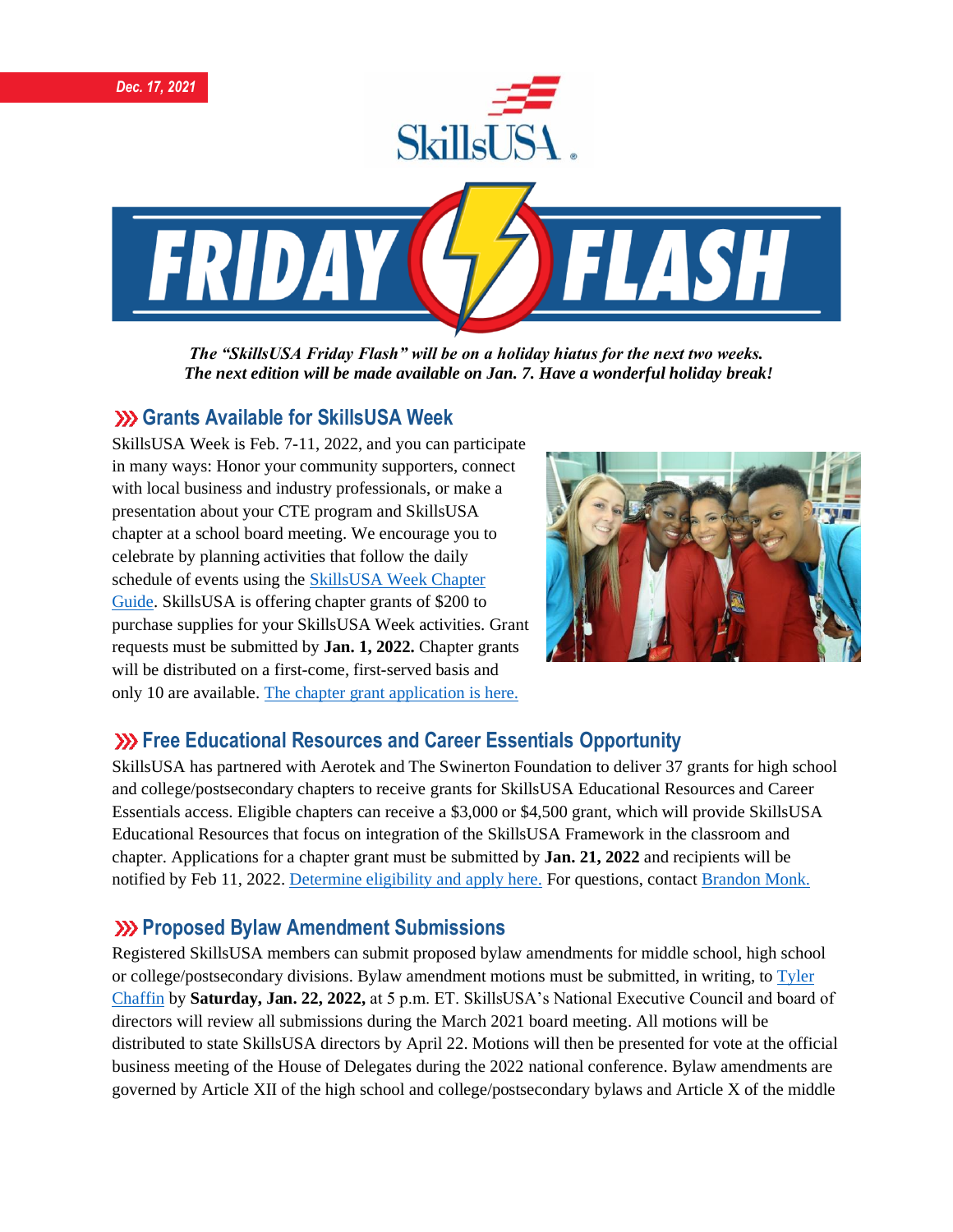*Dec. 17, 2021*

# SkillsUSA FRIDAY FLASH

***The "SkillsUSA Friday Flash" will be on a holiday hiatus for the next two weeks. The next edition will be made available on Jan. 7. Have a wonderful holiday break!***

## Grants Available for SkillsUSA Week

SkillsUSA Week is Feb. 7-11, 2022, and you can participate in many ways: Honor your community supporters, connect with local business and industry professionals, or make a presentation about your CTE program and SkillsUSA chapter at a school board meeting. We encourage you to celebrate by planning activities that follow the daily schedule of events using the SkillsUSA Week Chapter Guide. SkillsUSA is offering chapter grants of $200 to purchase supplies for your SkillsUSA Week activities. Grant requests must be submitted by **Jan. 1, 2022.** Chapter grants will be distributed on a first-come, first-served basis and only 10 are available. The chapter grant application is here.

## Free Educational Resources and Career Essentials Opportunity

SkillsUSA has partnered with Aerotek and The Swinerton Foundation to deliver 37 grants for high school and college/postsecondary chapters to receive grants for SkillsUSA Educational Resources and Career Essentials access. Eligible chapters can receive a $3,000 or $4,500 grant, which will provide SkillsUSA Educational Resources that focus on integration of the SkillsUSA Framework in the classroom and chapter. Applications for a chapter grant must be submitted by **Jan. 21, 2022** and recipients will be notified by Feb 11, 2022. Determine eligibility and apply here. For questions, contact Brandon Monk.

## Proposed Bylaw Amendment Submissions

Registered SkillsUSA members can submit proposed bylaw amendments for middle school, high school or college/postsecondary divisions. Bylaw amendment motions must be submitted, in writing, to Tyler Chaffin by **Saturday, Jan. 22, 2022,** at 5 p.m. ET. SkillsUSA's National Executive Council and board of directors will review all submissions during the March 2021 board meeting. All motions will be distributed to state SkillsUSA directors by April 22. Motions will then be presented for vote at the official business meeting of the House of Delegates during the 2022 national conference. Bylaw amendments are governed by Article XII of the high school and college/postsecondary bylaws and Article X of the middle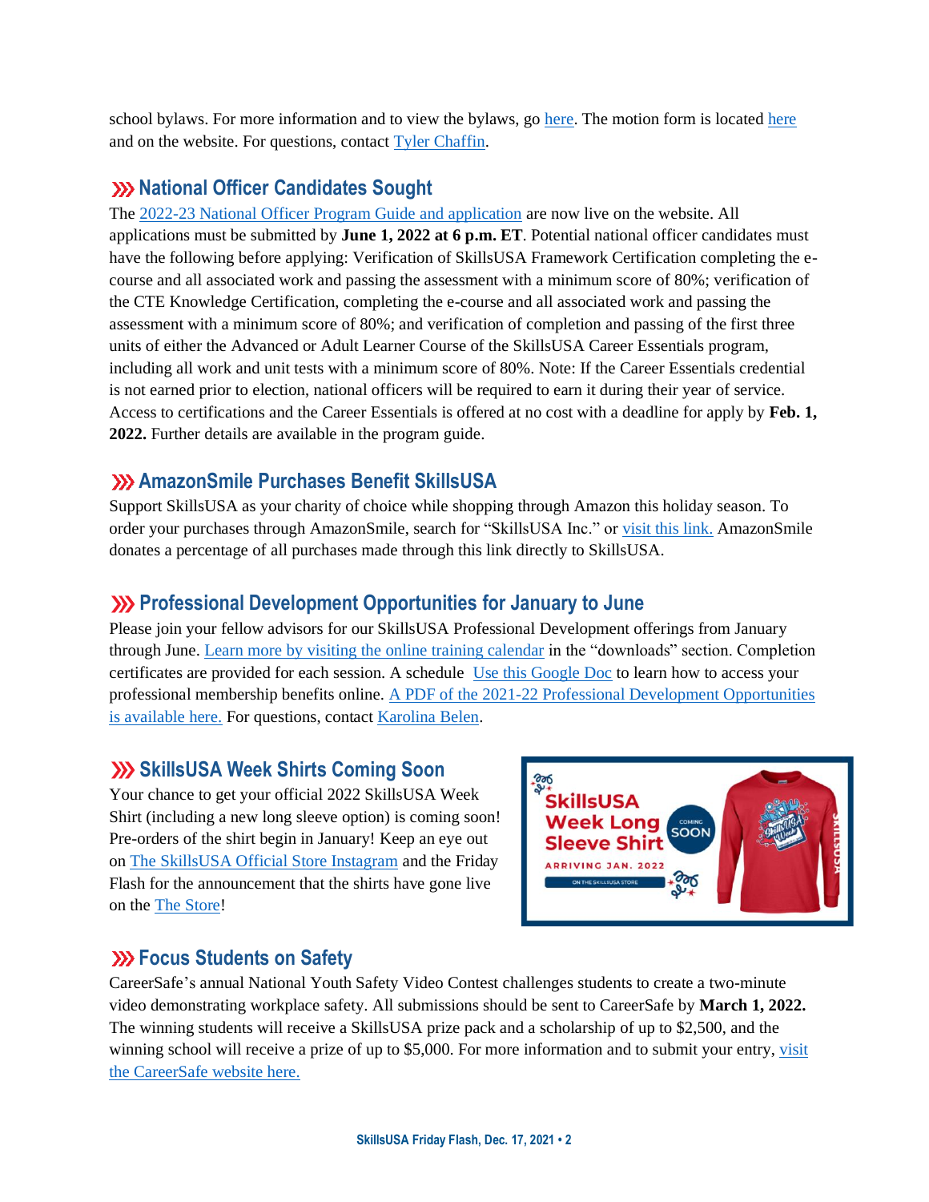school bylaws. For more information and to view the bylaws, go here. The motion form is located here and on the website. For questions, contact Tyler Chaffin.

## National Officer Candidates Sought

The 2022-23 National Officer Program Guide and application are now live on the website. All applications must be submitted by **June 1, 2022 at 6 p.m. ET**. Potential national officer candidates must have the following before applying: Verification of SkillsUSA Framework Certification completing the e-course and all associated work and passing the assessment with a minimum score of 80%; verification of the CTE Knowledge Certification, completing the e-course and all associated work and passing the assessment with a minimum score of 80%; and verification of completion and passing of the first three units of either the Advanced or Adult Learner Course of the SkillsUSA Career Essentials program, including all work and unit tests with a minimum score of 80%. Note: If the Career Essentials credential is not earned prior to election, national officers will be required to earn it during their year of service. Access to certifications and the Career Essentials is offered at no cost with a deadline for apply by **Feb. 1, 2022.** Further details are available in the program guide.

## AmazonSmile Purchases Benefit SkillsUSA

Support SkillsUSA as your charity of choice while shopping through Amazon this holiday season. To order your purchases through AmazonSmile, search for "SkillsUSA Inc." or visit this link. AmazonSmile donates a percentage of all purchases made through this link directly to SkillsUSA.

## Professional Development Opportunities for January to June

Please join your fellow advisors for our SkillsUSA Professional Development offerings from January through June. Learn more by visiting the online training calendar in the "downloads" section. Completion certificates are provided for each session. A schedule Use this Google Doc to learn how to access your professional membership benefits online. A PDF of the 2021-22 Professional Development Opportunities is available here. For questions, contact Karolina Belen.

## SkillsUSA Week Shirts Coming Soon

Your chance to get your official 2022 SkillsUSA Week Shirt (including a new long sleeve option) is coming soon! Pre-orders of the shirt begin in January! Keep an eye out on The SkillsUSA Official Store Instagram and the Friday Flash for the announcement that the shirts have gone live on the The Store!

## Focus Students on Safety

CareerSafe's annual National Youth Safety Video Contest challenges students to create a two-minute video demonstrating workplace safety. All submissions should be sent to CareerSafe by **March 1, 2022.** The winning students will receive a SkillsUSA prize pack and a scholarship of up to $2,500, and the winning school will receive a prize of up to $5,000. For more information and to submit your entry, visit the CareerSafe website here.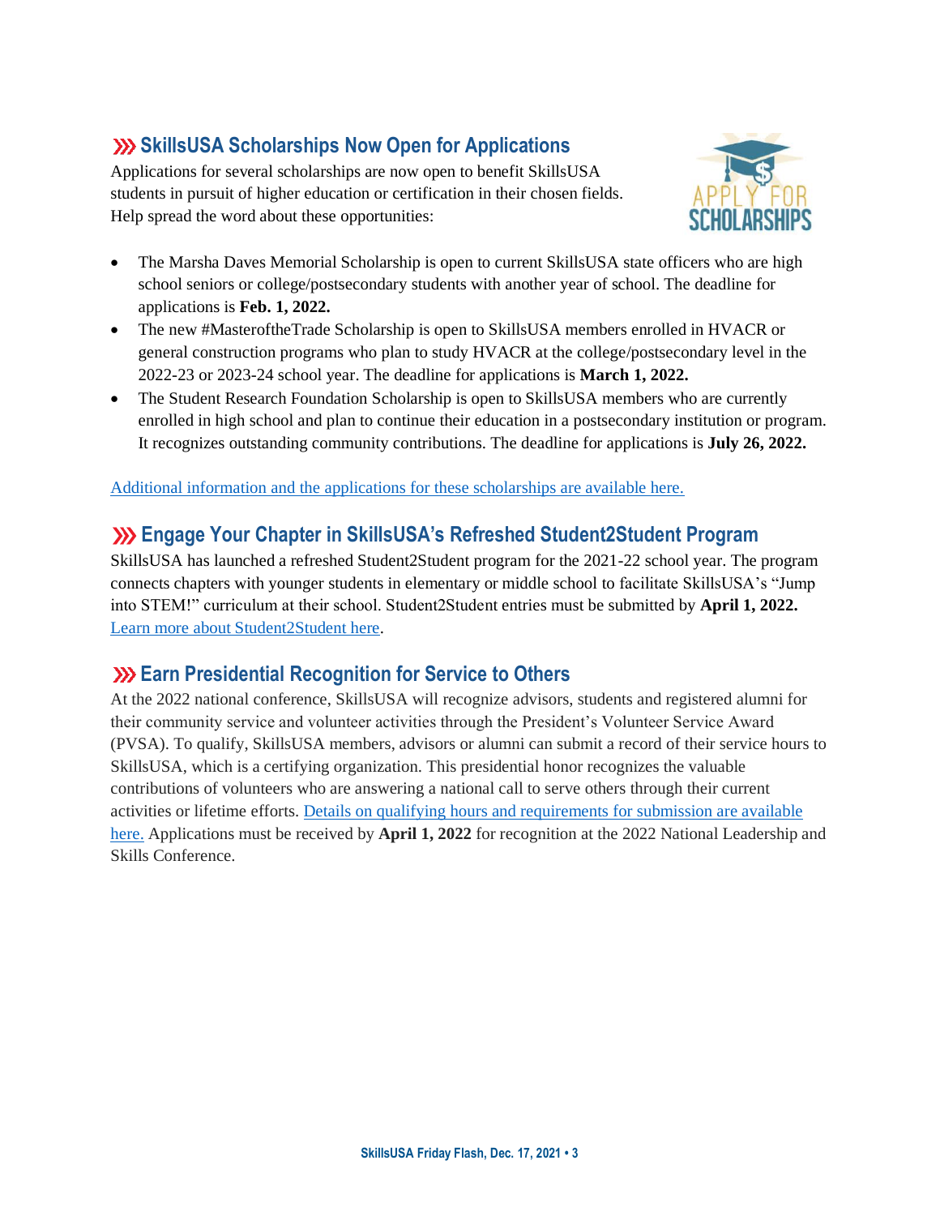## SkillsUSA Scholarships Now Open for Applications

Applications for several scholarships are now open to benefit SkillsUSA students in pursuit of higher education or certification in their chosen fields. Help spread the word about these opportunities:

- The Marsha Daves Memorial Scholarship is open to current SkillsUSA state officers who are high school seniors or college/postsecondary students with another year of school. The deadline for applications is **Feb. 1, 2022.**
- The new #MasteroftheTrade Scholarship is open to SkillsUSA members enrolled in HVACR or general construction programs who plan to study HVACR at the college/postsecondary level in the 2022-23 or 2023-24 school year. The deadline for applications is **March 1, 2022.**
- The Student Research Foundation Scholarship is open to SkillsUSA members who are currently enrolled in high school and plan to continue their education in a postsecondary institution or program. It recognizes outstanding community contributions. The deadline for applications is **July 26, 2022.**

Additional information and the applications for these scholarships are available here.

## Engage Your Chapter in SkillsUSA's Refreshed Student2Student Program

SkillsUSA has launched a refreshed Student2Student program for the 2021-22 school year. The program connects chapters with younger students in elementary or middle school to facilitate SkillsUSA's "Jump into STEM!" curriculum at their school. Student2Student entries must be submitted by **April 1, 2022.** Learn more about Student2Student here.

## Earn Presidential Recognition for Service to Others

At the 2022 national conference, SkillsUSA will recognize advisors, students and registered alumni for their community service and volunteer activities through the President's Volunteer Service Award (PVSA). To qualify, SkillsUSA members, advisors or alumni can submit a record of their service hours to SkillsUSA, which is a certifying organization. This presidential honor recognizes the valuable contributions of volunteers who are answering a national call to serve others through their current activities or lifetime efforts. Details on qualifying hours and requirements for submission are available here. Applications must be received by **April 1, 2022** for recognition at the 2022 National Leadership and Skills Conference.